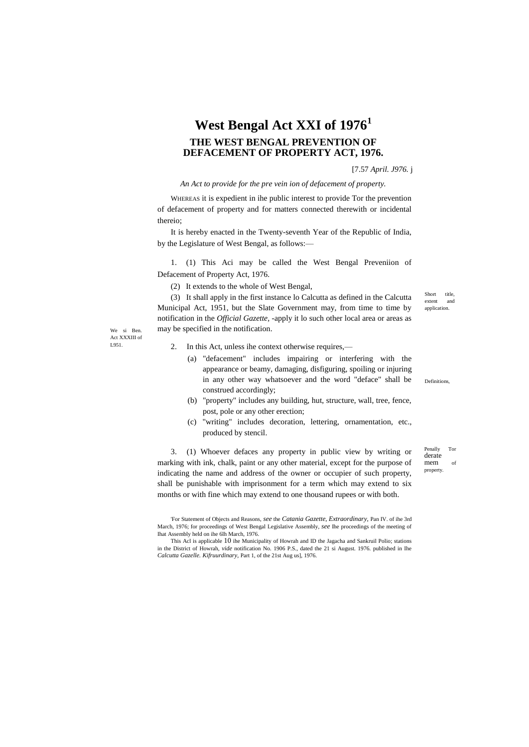# West Bengal Act XXI of 1976[1]

## THE WEST BENGAL PREVENTION OF DEFACEMENT OF PROPERTY ACT, 1976.

[7.57 *April. J976.* j

*An Act to provide for the pre vein ion of defacement of property.*

WHEREAS it is expedient in ihe public interest to provide Tor the prevention of defacement of property and for matters connected therewith or incidental thereio;

It is hereby enacted in the Twenty-seventh Year of the Republic of India, by the Legislature of West Bengal, as follows:—

Short title, extent and application.

1. (1) This Aci may be called the West Bengal Preveniion of Defacement of Property Act, 1976.

(2) It extends to the whole of West Bengal,

(3) It shall apply in the first instance lo Calcutta as defined in the Calcutta Municipal Act, 1951, but the Slate Government may, from time to time by notification in the *Official Gazette,* -apply it lo such other local area or areas as may be specified in the notification.

We si Ben. Act XXXIII of L951.

Definitions,

2. In this Act, unless ihe context otherwise requires,—

(a) "defacement" includes impairing or interfering with the appearance or beamy, damaging, disfiguring, spoiling or injuring in any other way whatsoever and the word "deface" shall be construed accordingly;

(b) "property" includes any building, hut, structure, wall, tree, fence, post, pole or any other erection;

(c) "writing" includes decoration, lettering, ornamentation, etc., produced by stencil.

Penally Tor derate mem of property.

3. (1) Whoever defaces any property in public view by writing or marking with ink, chalk, paint or any other material, except for the purpose of indicating the name and address of the owner or occupier of such property, shall be punishable with imprisonment for a term which may extend to six months or with fine which may extend to one thousand rupees or with both.

'For Statement of Objects and Reasons, *see* the *Catania Gazette, Extraordinary,* Pan IV. of ihe 3rd March, 1976; for proceedings of West Bengal Legislative Assembly, *see* Ihe proceedings of the meeting of Ihat Assembly held on ihe 6lh March, 1976.

This Acl is applicable 10 ihe Municipality of Howrah and ID the Jagacha and Sankruil Polio; stations in the District of Howrah, *vide* notification No. 1906 P.S., dated the 21 si August. 1976. published in Ihe *Calcutta Gazelle. Kifruurdinary,* Part 1, of the 21st Aug us], 1976.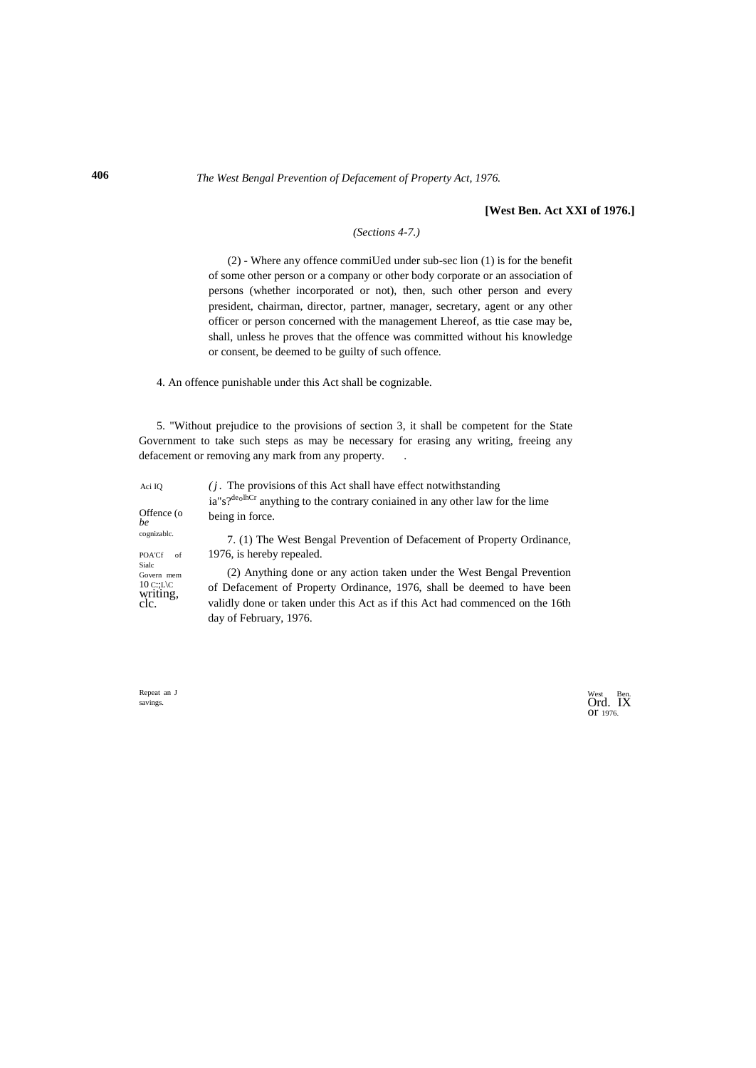[West Ben. Act XXI of 1976.]

(Sections 4-7.)

(2) - Where any offence commiUed under sub-sec lion (1) is for the benefit of some other person or a company or other body corporate or an association of persons (whether incorporated or not), then, such other person and every president, chairman, director, partner, manager, secretary, agent or any other officer or person concerned with the management Lhereof, as ttie case may be, shall, unless he proves that the offence was committed without his knowledge or consent, be deemed to be guilty of such offence.

Offence (o be cognizablc.

4. An offence punishable under this Act shall be cognizable.

POA'Cf of Sialc Govern mem 10 C:;L\C writing, clc.

5. "Without prejudice to the provisions of section 3, it shall be competent for the State Government to take such steps as may be necessary for erasing any writing, freeing any defacement or removing any mark from any property. .

Aci IQ ia"s?de∘lhCr

(j. The provisions of this Act shall have effect notwithstanding anything to the contrary coniained in any other law for the lime being in force.

Repeat an J savings.

7. (1) The West Bengal Prevention of Defacement of Property Ordinance, 1976, is hereby repealed.

West Ben. Ord. IX or 1976.

(2) Anything done or any action taken under the West Bengal Prevention of Defacement of Property Ordinance, 1976, shall be deemed to have been validly done or taken under this Act as if this Act had commenced on the 16th day of February, 1976.